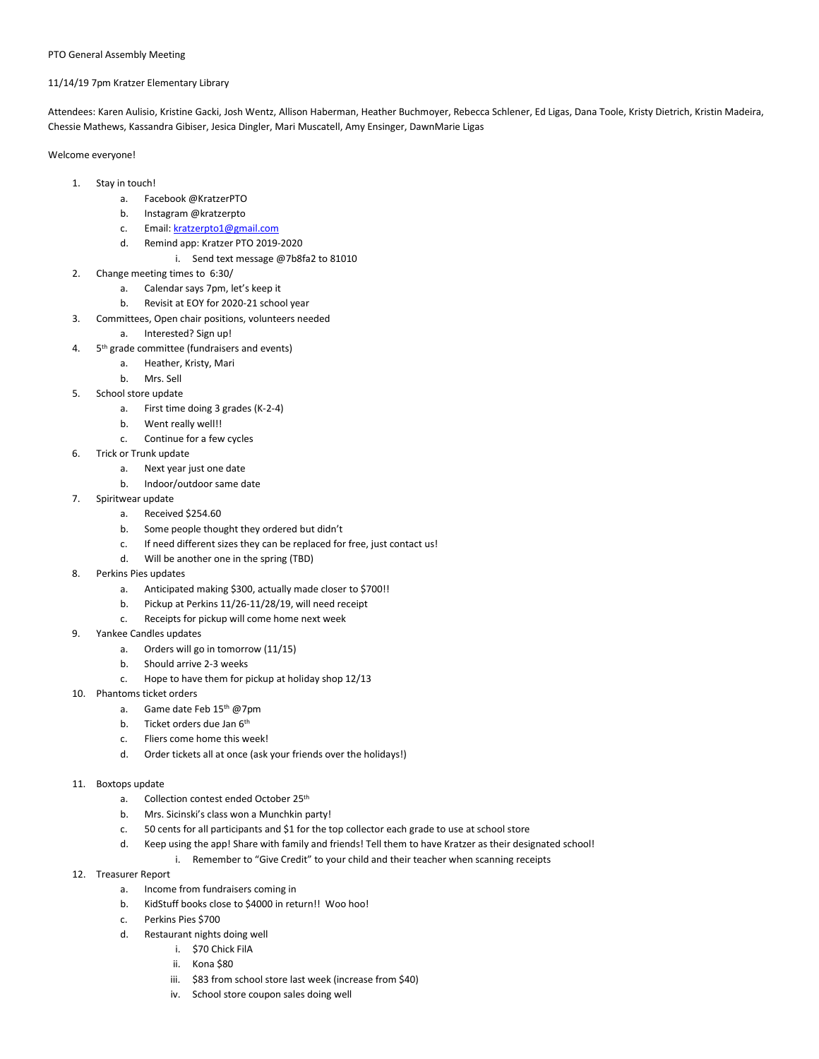PTO General Assembly Meeting

11/14/19 7pm Kratzer Elementary Library

Attendees: Karen Aulisio, Kristine Gacki, Josh Wentz, Allison Haberman, Heather Buchmoyer, Rebecca Schlener, Ed Ligas, Dana Toole, Kristy Dietrich, Kristin Madeira, Chessie Mathews, Kassandra Gibiser, Jesica Dingler, Mari Muscatell, Amy Ensinger, DawnMarie Ligas

Welcome everyone!

1. Stay in touch!
    a. Facebook @KratzerPTO
    b. Instagram @kratzerpto
    c. Email: kratzerpto1@gmail.com
    d. Remind app: Kratzer PTO 2019-2020
        i. Send text message @7b8fa2 to 81010
2. Change meeting times to 6:30/
    a. Calendar says 7pm, let's keep it
    b. Revisit at EOY for 2020-21 school year
3. Committees, Open chair positions, volunteers needed
    a. Interested? Sign up!
4. 5th grade committee (fundraisers and events)
    a. Heather, Kristy, Mari
    b. Mrs. Sell
5. School store update
    a. First time doing 3 grades (K-2-4)
    b. Went really well!!
    c. Continue for a few cycles
6. Trick or Trunk update
    a. Next year just one date
    b. Indoor/outdoor same date
7. Spiritwear update
    a. Received $254.60
    b. Some people thought they ordered but didn't
    c. If need different sizes they can be replaced for free, just contact us!
    d. Will be another one in the spring (TBD)
8. Perkins Pies updates
    a. Anticipated making $300, actually made closer to $700!!
    b. Pickup at Perkins 11/26-11/28/19, will need receipt
    c. Receipts for pickup will come home next week
9. Yankee Candles updates
    a. Orders will go in tomorrow (11/15)
    b. Should arrive 2-3 weeks
    c. Hope to have them for pickup at holiday shop 12/13
10. Phantoms ticket orders
    a. Game date Feb 15th @7pm
    b. Ticket orders due Jan 6th
    c. Fliers come home this week!
    d. Order tickets all at once (ask your friends over the holidays!)
11. Boxtops update
    a. Collection contest ended October 25th
    b. Mrs. Sicinski's class won a Munchkin party!
    c. 50 cents for all participants and $1 for the top collector each grade to use at school store
    d. Keep using the app! Share with family and friends! Tell them to have Kratzer as their designated school!
        i. Remember to "Give Credit" to your child and their teacher when scanning receipts
12. Treasurer Report
    a. Income from fundraisers coming in
    b. KidStuff books close to $4000 in return!! Woo hoo!
    c. Perkins Pies $700
    d. Restaurant nights doing well
        i. $70 Chick FilA
        ii. Kona $80
        iii. $83 from school store last week (increase from $40)
        iv. School store coupon sales doing well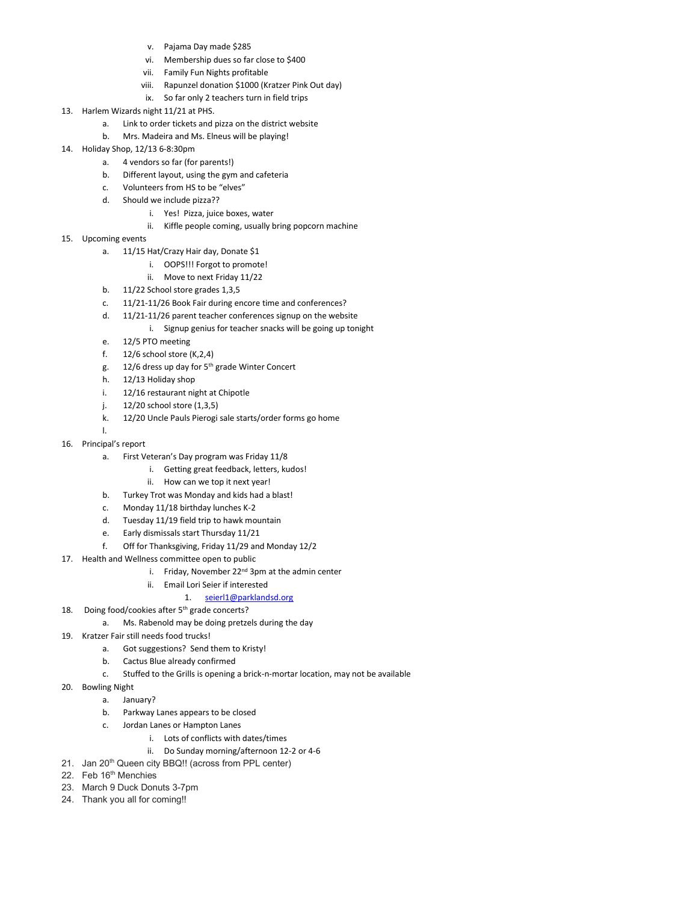v. Pajama Day made $285
   vi. Membership dues so far close to $400
   vii. Family Fun Nights profitable
   viii. Rapunzel donation $1000 (Kratzer Pink Out day)
   ix. So far only 2 teachers turn in field trips

13. Harlem Wizards night 11/21 at PHS.
    a. Link to order tickets and pizza on the district website
    b. Mrs. Madeira and Ms. Elneus will be playing!
14. Holiday Shop, 12/13 6-8:30pm
    a. 4 vendors so far (for parents!)
    b. Different layout, using the gym and cafeteria
    c. Volunteers from HS to be "elves"
    d. Should we include pizza??
       i. Yes! Pizza, juice boxes, water
       ii. Kiffle people coming, usually bring popcorn machine
15. Upcoming events
    a. 11/15 Hat/Crazy Hair day, Donate $1
       i. OOPS!!! Forgot to promote!
       ii. Move to next Friday 11/22
    b. 11/22 School store grades 1,3,5
    c. 11/21-11/26 Book Fair during encore time and conferences?
    d. 11/21-11/26 parent teacher conferences signup on the website
       i. Signup genius for teacher snacks will be going up tonight
    e. 12/5 PTO meeting
    f. 12/6 school store (K,2,4)
    g. 12/6 dress up day for 5th grade Winter Concert
    h. 12/13 Holiday shop
    i. 12/16 restaurant night at Chipotle
    j. 12/20 school store (1,3,5)
    k. 12/20 Uncle Pauls Pierogi sale starts/order forms go home
    l.
16. Principal's report
    a. First Veteran's Day program was Friday 11/8
       i. Getting great feedback, letters, kudos!
       ii. How can we top it next year!
    b. Turkey Trot was Monday and kids had a blast!
    c. Monday 11/18 birthday lunches K-2
    d. Tuesday 11/19 field trip to hawk mountain
    e. Early dismissals start Thursday 11/21
    f. Off for Thanksgiving, Friday 11/29 and Monday 12/2
17. Health and Wellness committee open to public
       i. Friday, November 22nd 3pm at the admin center
       ii. Email Lori Seier if interested
          1. seierl1@parklandsd.org
18. Doing food/cookies after 5th grade concerts?
    a. Ms. Rabenold may be doing pretzels during the day
19. Kratzer Fair still needs food trucks!
    a. Got suggestions? Send them to Kristy!
    b. Cactus Blue already confirmed
    c. Stuffed to the Grills is opening a brick-n-mortar location, may not be available
20. Bowling Night
    a. January?
    b. Parkway Lanes appears to be closed
    c. Jordan Lanes or Hampton Lanes
       i. Lots of conflicts with dates/times
       ii. Do Sunday morning/afternoon 12-2 or 4-6
21. Jan 20th Queen city BBQ!! (across from PPL center)
22. Feb 16th Menchies
23. March 9 Duck Donuts 3-7pm
24. Thank you all for coming!!